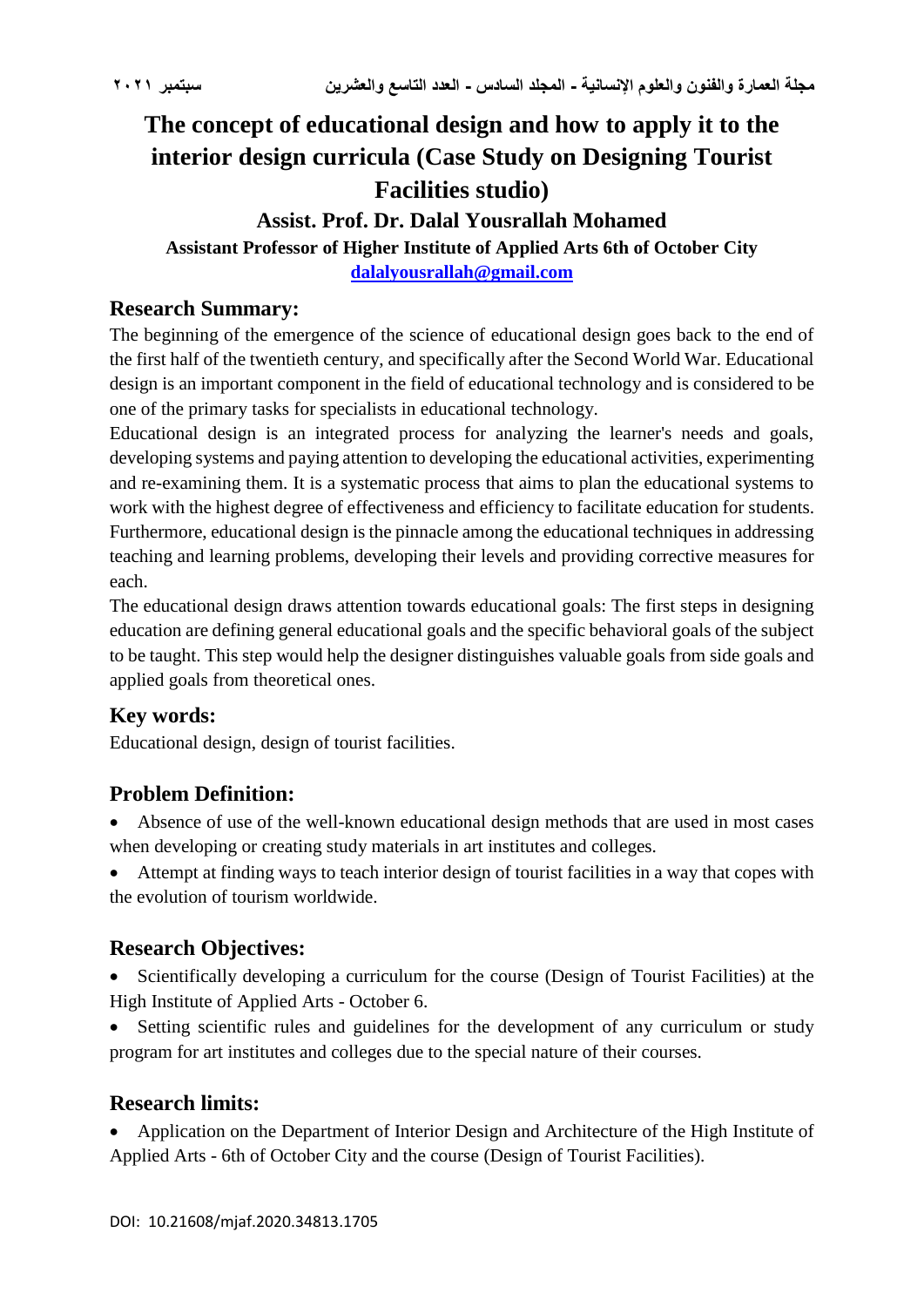# The concept of educational design and how to apply it to the interior design curricula (Case Study on Designing Tourist Facilities studio)

**Assist. Prof. Dr. Dalal Yousrallah Mohamed**

**Assistant Professor of Higher Institute of Applied Arts 6th of October City**

**dalalyousrallah@gmail.com**

## Research Summary:

The beginning of the emergence of the science of educational design goes back to the end of the first half of the twentieth century, and specifically after the Second World War. Educational design is an important component in the field of educational technology and is considered to be one of the primary tasks for specialists in educational technology.

Educational design is an integrated process for analyzing the learner's needs and goals, developing systems and paying attention to developing the educational activities, experimenting and re-examining them. It is a systematic process that aims to plan the educational systems to work with the highest degree of effectiveness and efficiency to facilitate education for students. Furthermore, educational design is the pinnacle among the educational techniques in addressing teaching and learning problems, developing their levels and providing corrective measures for each.

The educational design draws attention towards educational goals: The first steps in designing education are defining general educational goals and the specific behavioral goals of the subject to be taught. This step would help the designer distinguishes valuable goals from side goals and applied goals from theoretical ones.

## Key words:

Educational design, design of tourist facilities.

## Problem Definition:

- Absence of use of the well-known educational design methods that are used in most cases when developing or creating study materials in art institutes and colleges.
- Attempt at finding ways to teach interior design of tourist facilities in a way that copes with the evolution of tourism worldwide.

## Research Objectives:

- Scientifically developing a curriculum for the course (Design of Tourist Facilities) at the High Institute of Applied Arts - October 6.
- Setting scientific rules and guidelines for the development of any curriculum or study program for art institutes and colleges due to the special nature of their courses.

## Research limits:

- Application on the Department of Interior Design and Architecture of the High Institute of Applied Arts - 6th of October City and the course (Design of Tourist Facilities).

DOI: 10.21608/mjaf.2020.34813.1705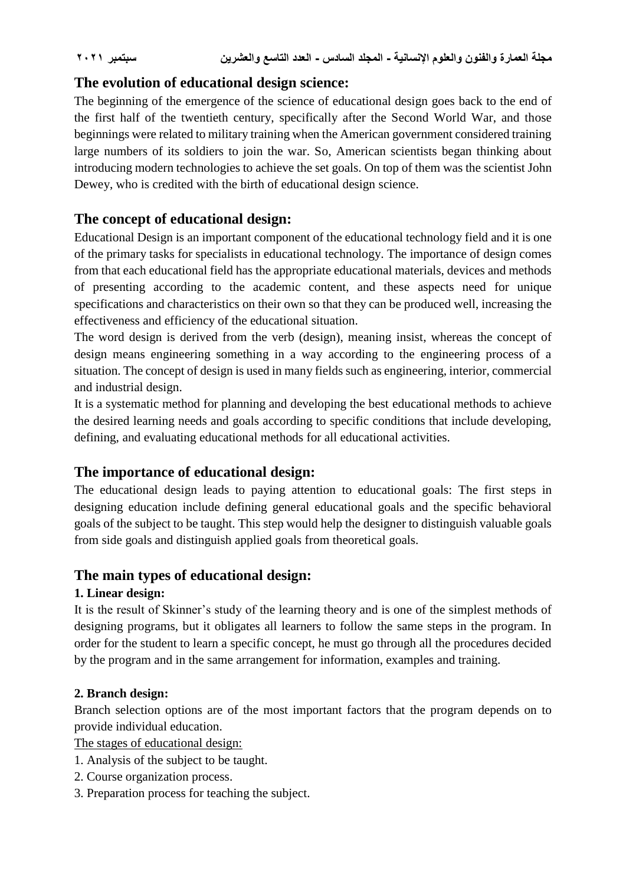## The evolution of educational design science:

The beginning of the emergence of the science of educational design goes back to the end of the first half of the twentieth century, specifically after the Second World War, and those beginnings were related to military training when the American government considered training large numbers of its soldiers to join the war. So, American scientists began thinking about introducing modern technologies to achieve the set goals. On top of them was the scientist John Dewey, who is credited with the birth of educational design science.

## The concept of educational design:

Educational Design is an important component of the educational technology field and it is one of the primary tasks for specialists in educational technology. The importance of design comes from that each educational field has the appropriate educational materials, devices and methods of presenting according to the academic content, and these aspects need for unique specifications and characteristics on their own so that they can be produced well, increasing the effectiveness and efficiency of the educational situation.

The word design is derived from the verb (design), meaning insist, whereas the concept of design means engineering something in a way according to the engineering process of a situation. The concept of design is used in many fields such as engineering, interior, commercial and industrial design.

It is a systematic method for planning and developing the best educational methods to achieve the desired learning needs and goals according to specific conditions that include developing, defining, and evaluating educational methods for all educational activities.

## The importance of educational design:

The educational design leads to paying attention to educational goals: The first steps in designing education include defining general educational goals and the specific behavioral goals of the subject to be taught. This step would help the designer to distinguish valuable goals from side goals and distinguish applied goals from theoretical goals.

## The main types of educational design:

### 1. Linear design:

It is the result of Skinner's study of the learning theory and is one of the simplest methods of designing programs, but it obligates all learners to follow the same steps in the program. In order for the student to learn a specific concept, he must go through all the procedures decided by the program and in the same arrangement for information, examples and training.

### 2. Branch design:

Branch selection options are of the most important factors that the program depends on to provide individual education.

The stages of educational design:

1. Analysis of the subject to be taught.
2. Course organization process.
3. Preparation process for teaching the subject.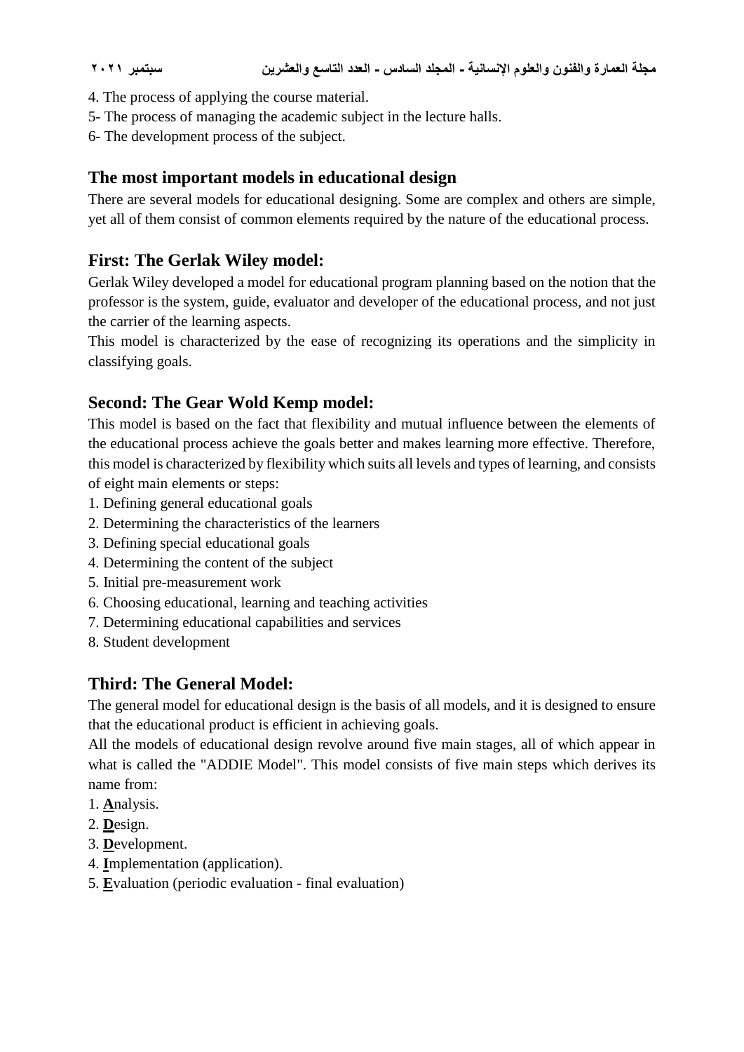4. The process of applying the course material.
5- The process of managing the academic subject in the lecture halls.
6- The development process of the subject.

## The most important models in educational design

There are several models for educational designing. Some are complex and others are simple, yet all of them consist of common elements required by the nature of the educational process.

### First: The Gerlak Wiley model:

Gerlak Wiley developed a model for educational program planning based on the notion that the professor is the system, guide, evaluator and developer of the educational process, and not just the carrier of the learning aspects.

This model is characterized by the ease of recognizing its operations and the simplicity in classifying goals.

### Second: The Gear Wold Kemp model:

This model is based on the fact that flexibility and mutual influence between the elements of the educational process achieve the goals better and makes learning more effective. Therefore, this model is characterized by flexibility which suits all levels and types of learning, and consists of eight main elements or steps:

1. Defining general educational goals
2. Determining the characteristics of the learners
3. Defining special educational goals
4. Determining the content of the subject
5. Initial pre-measurement work
6. Choosing educational, learning and teaching activities
7. Determining educational capabilities and services
8. Student development

### Third: The General Model:

The general model for educational design is the basis of all models, and it is designed to ensure that the educational product is efficient in achieving goals.

All the models of educational design revolve around five main stages, all of which appear in what is called the "ADDIE Model". This model consists of five main steps which derives its name from:

1. **A**nalysis.
2. **D**esign.
3. **D**evelopment.
4. **I**mplementation (application).
5. **E**valuation (periodic evaluation - final evaluation)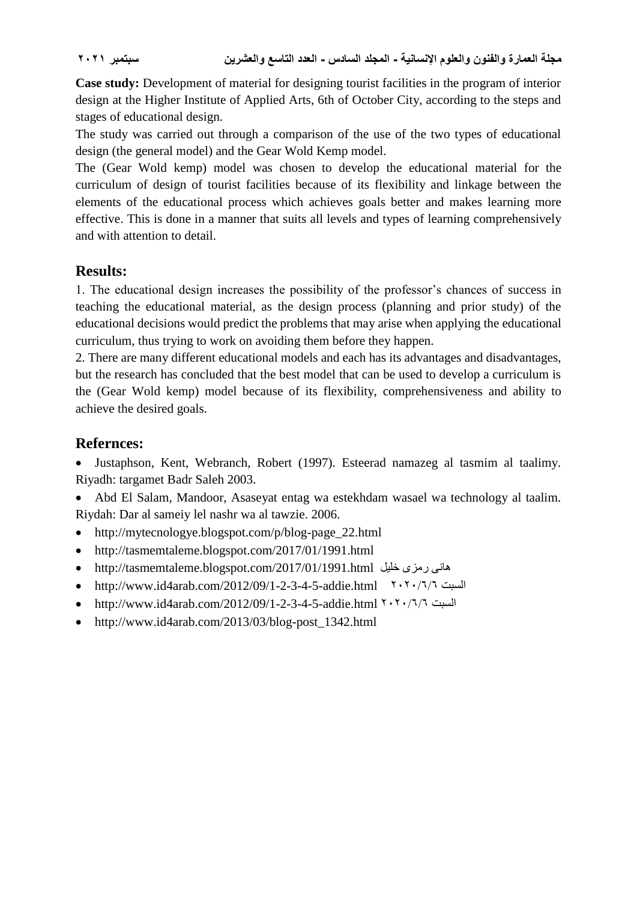**Case study:** Development of material for designing tourist facilities in the program of interior design at the Higher Institute of Applied Arts, 6th of October City, according to the steps and stages of educational design.

The study was carried out through a comparison of the use of the two types of educational design (the general model) and the Gear Wold Kemp model.

The (Gear Wold kemp) model was chosen to develop the educational material for the curriculum of design of tourist facilities because of its flexibility and linkage between the elements of the educational process which achieves goals better and makes learning more effective. This is done in a manner that suits all levels and types of learning comprehensively and with attention to detail.

## Results:

1. The educational design increases the possibility of the professor's chances of success in teaching the educational material, as the design process (planning and prior study) of the educational decisions would predict the problems that may arise when applying the educational curriculum, thus trying to work on avoiding them before they happen.
2. There are many different educational models and each has its advantages and disadvantages, but the research has concluded that the best model that can be used to develop a curriculum is the (Gear Wold kemp) model because of its flexibility, comprehensiveness and ability to achieve the desired goals.

## Refernces:

- Justaphson, Kent, Webranch, Robert (1997). Esteerad namazeg al tasmim al taalimy. Riyadh: targamet Badr Saleh 2003.
- Abd El Salam, Mandoor, Asaseyat entag wa estekhdam wasael wa technology al taalim. Riydah: Dar al sameiy lel nashr wa al tawzie. 2006.
- http://mytecnologye.blogspot.com/p/blog-page_22.html
- http://tasmemtaleme.blogspot.com/2017/01/1991.html
- http://tasmemtaleme.blogspot.com/2017/01/1991.html هانى رمزى خليل
- http://www.id4arab.com/2012/09/1-2-3-4-5-addie.html السبت ٢٠٢٠/٦/٦
- http://www.id4arab.com/2012/09/1-2-3-4-5-addie.html السبت ٢٠٢٠/٦/٦
- http://www.id4arab.com/2013/03/blog-post_1342.html